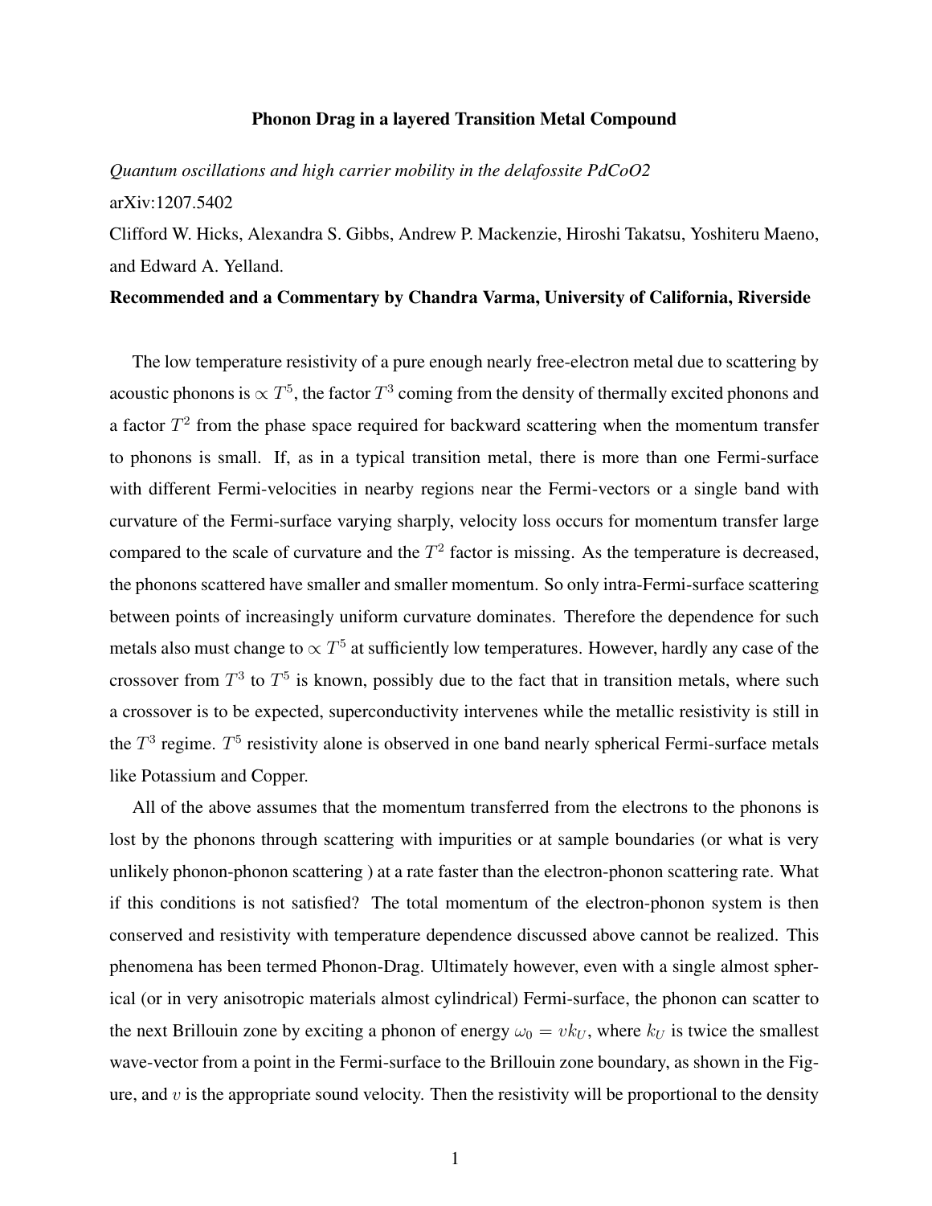# Phonon Drag in a layered Transition Metal Compound

*Quantum oscillations and high carrier mobility in the delafossite PdCoO2*

arXiv:1207.5402

Clifford W. Hicks, Alexandra S. Gibbs, Andrew P. Mackenzie, Hiroshi Takatsu, Yoshiteru Maeno, and Edward A. Yelland.

**Recommended and a Commentary by Chandra Varma, University of California, Riverside**

The low temperature resistivity of a pure enough nearly free-electron metal due to scattering by acoustic phonons is $\propto T^5$, the factor $T^3$ coming from the density of thermally excited phonons and a factor $T^2$ from the phase space required for backward scattering when the momentum transfer to phonons is small. If, as in a typical transition metal, there is more than one Fermi-surface with different Fermi-velocities in nearby regions near the Fermi-vectors or a single band with curvature of the Fermi-surface varying sharply, velocity loss occurs for momentum transfer large compared to the scale of curvature and the $T^2$ factor is missing. As the temperature is decreased, the phonons scattered have smaller and smaller momentum. So only intra-Fermi-surface scattering between points of increasingly uniform curvature dominates. Therefore the dependence for such metals also must change to $\propto T^5$ at sufficiently low temperatures. However, hardly any case of the crossover from $T^3$ to $T^5$ is known, possibly due to the fact that in transition metals, where such a crossover is to be expected, superconductivity intervenes while the metallic resistivity is still in the $T^3$ regime. $T^5$ resistivity alone is observed in one band nearly spherical Fermi-surface metals like Potassium and Copper.

All of the above assumes that the momentum transferred from the electrons to the phonons is lost by the phonons through scattering with impurities or at sample boundaries (or what is very unlikely phonon-phonon scattering ) at a rate faster than the electron-phonon scattering rate. What if this conditions is not satisfied? The total momentum of the electron-phonon system is then conserved and resistivity with temperature dependence discussed above cannot be realized. This phenomena has been termed Phonon-Drag. Ultimately however, even with a single almost spherical (or in very anisotropic materials almost cylindrical) Fermi-surface, the phonon can scatter to the next Brillouin zone by exciting a phonon of energy $\omega_0 = vk_U$, where $k_U$ is twice the smallest wave-vector from a point in the Fermi-surface to the Brillouin zone boundary, as shown in the Figure, and $v$ is the appropriate sound velocity. Then the resistivity will be proportional to the density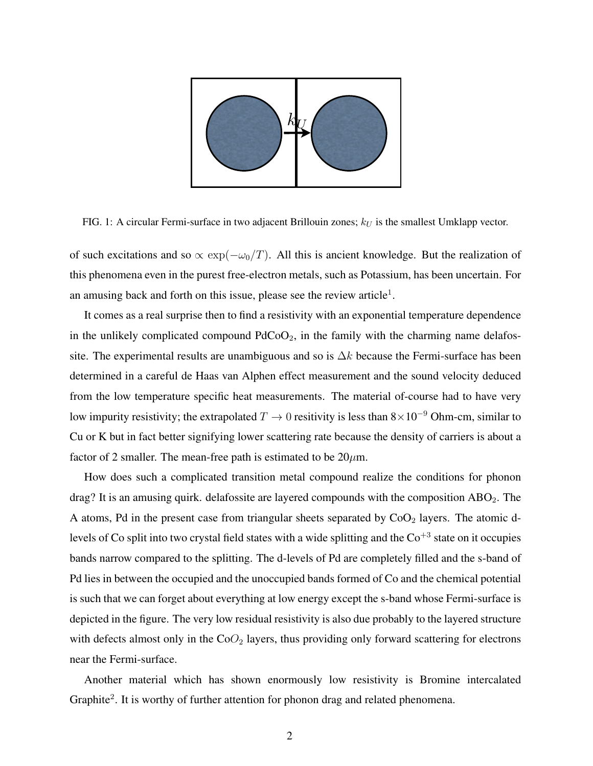FIG. 1: A circular Fermi-surface in two adjacent Brillouin zones; $k_U$ is the smallest Umklapp vector.

of such excitations and so $\propto \exp(-\omega_0/T)$. All this is ancient knowledge. But the realization of this phenomena even in the purest free-electron metals, such as Potassium, has been uncertain. For an amusing back and forth on this issue, please see the review article[1].

It comes as a real surprise then to find a resistivity with an exponential temperature dependence in the unlikely complicated compound $PdCoO_2$, in the family with the charming name delafossite. The experimental results are unambiguous and so is $\Delta k$ because the Fermi-surface has been determined in a careful de Haas van Alphen effect measurement and the sound velocity deduced from the low temperature specific heat measurements. The material of-course had to have very low impurity resistivity; the extrapolated $T \to 0$ resitivity is less than $8 \times 10^{-9}$ Ohm-cm, similar to Cu or K but in fact better signifying lower scattering rate because the density of carriers is about a factor of 2 smaller. The mean-free path is estimated to be $20\mu$m.

How does such a complicated transition metal compound realize the conditions for phonon drag? It is an amusing quirk. delafossite are layered compounds with the composition $ABO_2$. The A atoms, Pd in the present case from triangular sheets separated by $CoO_2$ layers. The atomic d-levels of Co split into two crystal field states with a wide splitting and the $Co^{+3}$ state on it occupies bands narrow compared to the splitting. The d-levels of Pd are completely filled and the s-band of Pd lies in between the occupied and the unoccupied bands formed of Co and the chemical potential is such that we can forget about everything at low energy except the s-band whose Fermi-surface is depicted in the figure. The very low residual resistivity is also due probably to the layered structure with defects almost only in the $CoO_2$ layers, thus providing only forward scattering for electrons near the Fermi-surface.

Another material which has shown enormously low resistivity is Bromine intercalated Graphite[2]. It is worthy of further attention for phonon drag and related phenomena.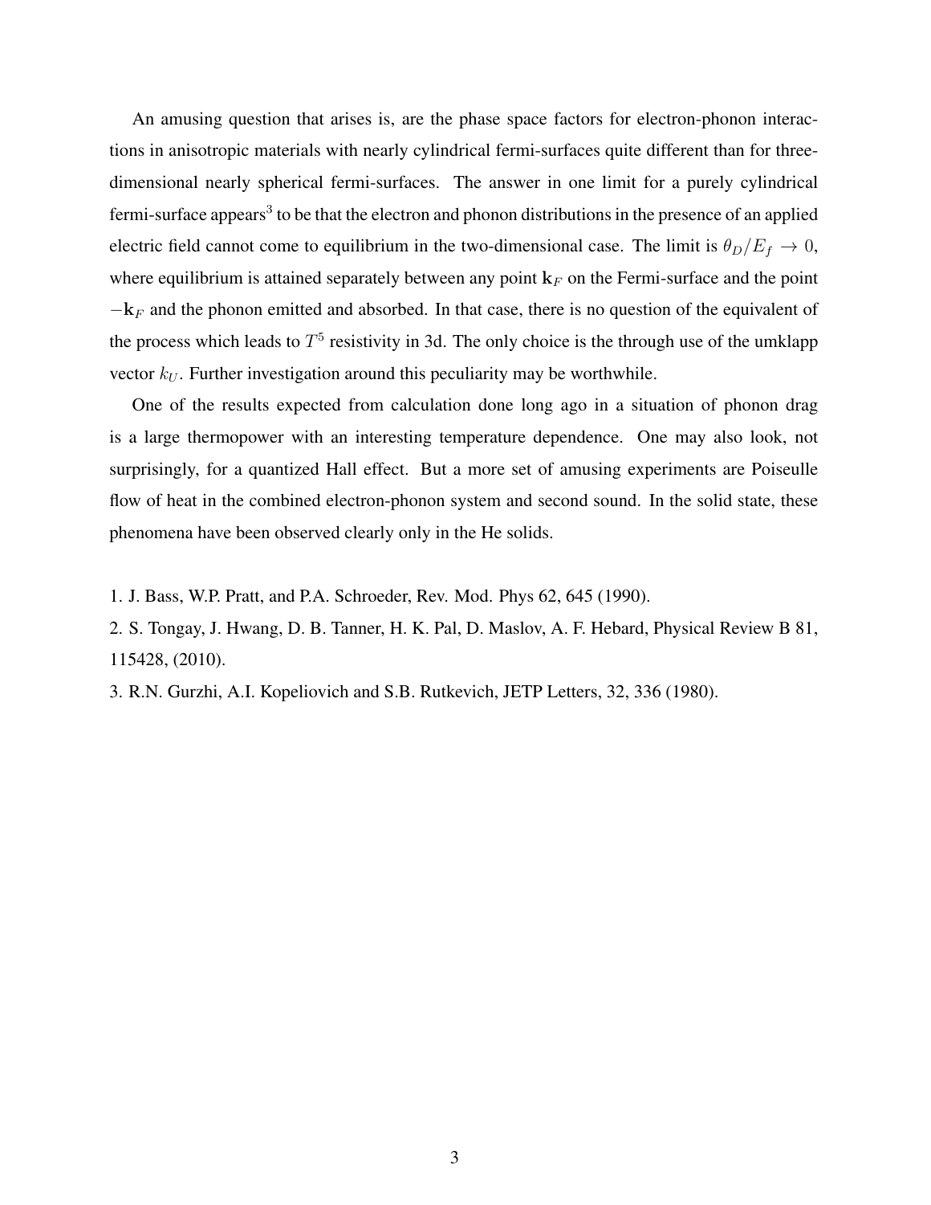An amusing question that arises is, are the phase space factors for electron-phonon interactions in anisotropic materials with nearly cylindrical fermi-surfaces quite different than for three-dimensional nearly spherical fermi-surfaces. The answer in one limit for a purely cylindrical fermi-surface appears[3] to be that the electron and phonon distributions in the presence of an applied electric field cannot come to equilibrium in the two-dimensional case. The limit is $\theta_D/E_f \rightarrow 0$, where equilibrium is attained separately between any point $\mathbf{k}_F$ on the Fermi-surface and the point $-\mathbf{k}_F$ and the phonon emitted and absorbed. In that case, there is no question of the equivalent of the process which leads to $T^5$ resistivity in 3d. The only choice is the through use of the umklapp vector $k_U$. Further investigation around this peculiarity may be worthwhile.

One of the results expected from calculation done long ago in a situation of phonon drag is a large thermopower with an interesting temperature dependence. One may also look, not surprisingly, for a quantized Hall effect. But a more set of amusing experiments are Poiseulle flow of heat in the combined electron-phonon system and second sound. In the solid state, these phenomena have been observed clearly only in the He solids.

1. J. Bass, W.P. Pratt, and P.A. Schroeder, Rev. Mod. Phys 62, 645 (1990).
2. S. Tongay, J. Hwang, D. B. Tanner, H. K. Pal, D. Maslov, A. F. Hebard, Physical Review B 81, 115428, (2010).
3. R.N. Gurzhi, A.I. Kopeliovich and S.B. Rutkevich, JETP Letters, 32, 336 (1980).